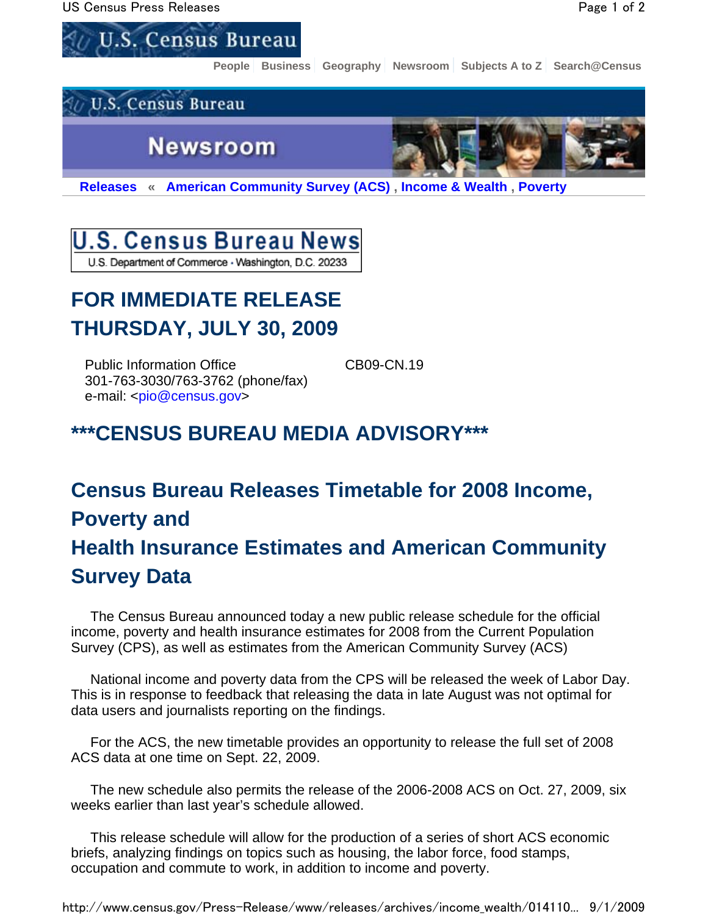People | Business | Geography | Newsroom | Subjects A to Z | Search@Census

**Releases** « **American Community Survey (ACS)** , **Income & Wealth** , **Poverty**

# U.S. Census Bureau News

U.S. Department of Commerce · Washington, D.C. 20233

## FOR IMMEDIATE RELEASE
## THURSDAY, JULY 30, 2009

Public Information Office
301-763-3030/763-3762 (phone/fax)
e-mail: <pio@census.gov>

CB09-CN.19

## ***CENSUS BUREAU MEDIA ADVISORY***

## Census Bureau Releases Timetable for 2008 Income, Poverty and Health Insurance Estimates and American Community Survey Data

The Census Bureau announced today a new public release schedule for the official income, poverty and health insurance estimates for 2008 from the Current Population Survey (CPS), as well as estimates from the American Community Survey (ACS)

National income and poverty data from the CPS will be released the week of Labor Day. This is in response to feedback that releasing the data in late August was not optimal for data users and journalists reporting on the findings.

For the ACS, the new timetable provides an opportunity to release the full set of 2008 ACS data at one time on Sept. 22, 2009.

The new schedule also permits the release of the 2006-2008 ACS on Oct. 27, 2009, six weeks earlier than last year's schedule allowed.

This release schedule will allow for the production of a series of short ACS economic briefs, analyzing findings on topics such as housing, the labor force, food stamps, occupation and commute to work, in addition to income and poverty.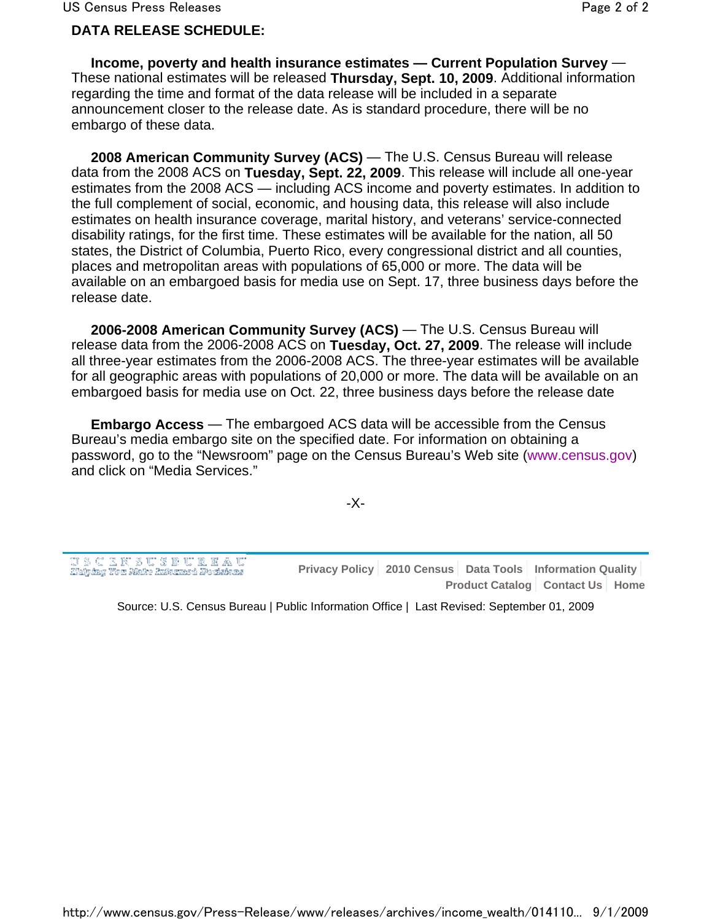**DATA RELEASE SCHEDULE:**

**Income, poverty and health insurance estimates — Current Population Survey** — These national estimates will be released **Thursday, Sept. 10, 2009**. Additional information regarding the time and format of the data release will be included in a separate announcement closer to the release date. As is standard procedure, there will be no embargo of these data.

**2008 American Community Survey (ACS)** — The U.S. Census Bureau will release data from the 2008 ACS on **Tuesday, Sept. 22, 2009**. This release will include all one-year estimates from the 2008 ACS — including ACS income and poverty estimates. In addition to the full complement of social, economic, and housing data, this release will also include estimates on health insurance coverage, marital history, and veterans' service-connected disability ratings, for the first time. These estimates will be available for the nation, all 50 states, the District of Columbia, Puerto Rico, every congressional district and all counties, places and metropolitan areas with populations of 65,000 or more. The data will be available on an embargoed basis for media use on Sept. 17, three business days before the release date.

**2006-2008 American Community Survey (ACS)** — The U.S. Census Bureau will release data from the 2006-2008 ACS on **Tuesday, Oct. 27, 2009**. The release will include all three-year estimates from the 2006-2008 ACS. The three-year estimates will be available for all geographic areas with populations of 20,000 or more. The data will be available on an embargoed basis for media use on Oct. 22, three business days before the release date

**Embargo Access** — The embargoed ACS data will be accessible from the Census Bureau's media embargo site on the specified date. For information on obtaining a password, go to the "Newsroom" page on the Census Bureau's Web site (www.census.gov) and click on "Media Services."

-X-

US CENSUS BUREAU
Helping You Make Informed Decisions

Privacy Policy | 2010 Census | Data Tools | Information Quality | Product Catalog | Contact Us | Home

Source: U.S. Census Bureau | Public Information Office | Last Revised: September 01, 2009